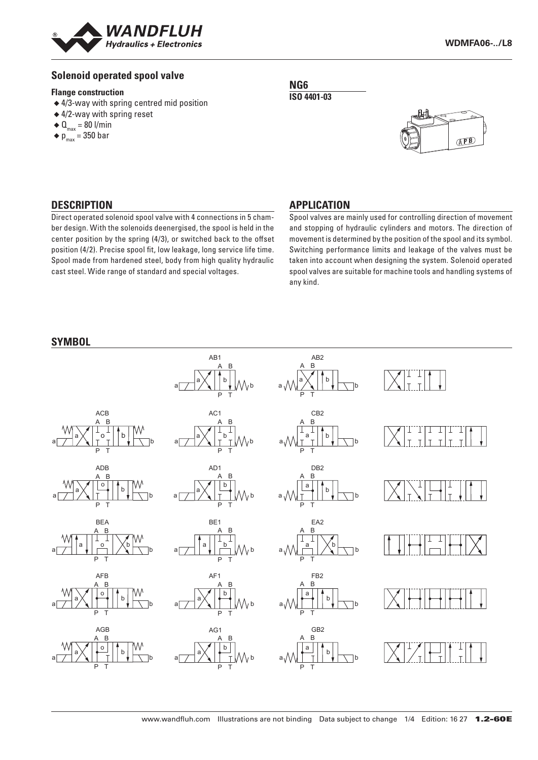# Solenoid operated spool valve

**Flange construction**

- 4/3-way with spring centred mid position
- 4/2-way with spring reset
- $Q_{max}$ = 80 l/min
- $p_{max}$ = 350 bar

**NG6**

**ISO 4401-03**

## DESCRIPTION

Direct operated solenoid spool valve with 4 connections in 5 chamber design. With the solenoids deenergised, the spool is held in the center position by the spring (4/3), or switched back to the offset position (4/2). Precise spool fit, low leakage, long service life time. Spool made from hardened steel, body from high quality hydraulic cast steel. Wide range of standard and special voltages.

## APPLICATION

Spool valves are mainly used for controlling direction of movement and stopping of hydraulic cylinders and motors. The direction of movement is determined by the position of the spool and its symbol. Switching performance limits and leakage of the valves must be taken into account when designing the system. Solenoid operated spool valves are suitable for machine tools and handling systems of any kind.

## SYMBOL

AB1, AB2

ACB, AC1, CB2

ADB, AD1, DB2

BEA, BE1, EA2

AFB, AF1, FB2

AGB, AG1, GB2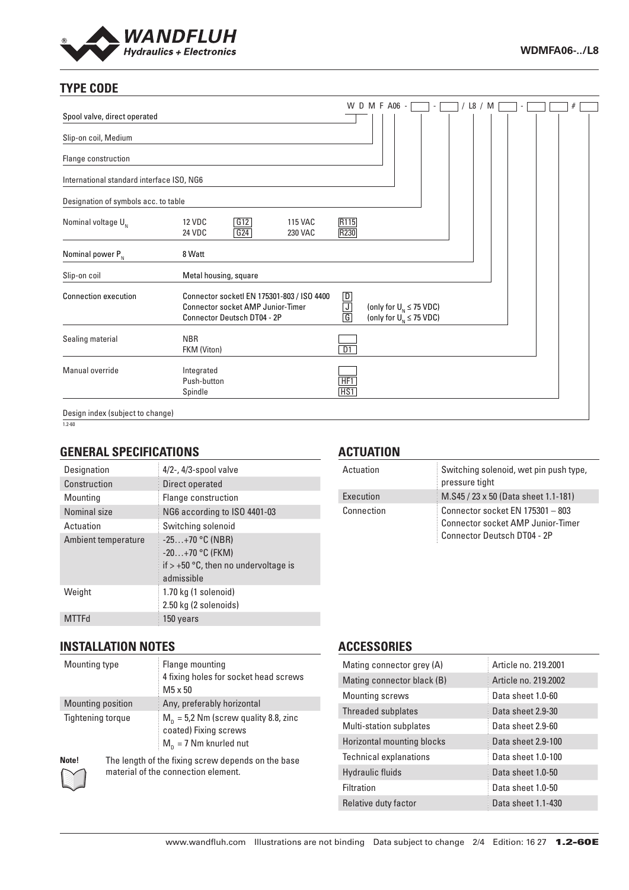## TYPE CODE

W D M F A06 - [ ] - [ ] / L8 / M [ ] - [ ] [ ] # [ ]

| | | | |
|---|---|---|---|
| Spool valve, direct operated | | | |
| Slip-on coil, Medium | | | |
| Flange construction | | | |
| International standard interface ISO, NG6 | | | |
| Designation of symbols acc. to table | | | |
| Nominal voltage $U_N$ | 12 VDC G12 / 24 VDC G24 | 115 VAC R115 / 230 VAC R230 | |
| Nominal power $P_N$ | 8 Watt | | |
| Slip-on coil | Metal housing, square | | |
| Connection execution | Connector socketl EN 175301-803 / ISO 4400 | D | |
| | Connector socket AMP Junior-Timer | J | (only for $U_N \leq 75$ VDC) |
| | Connector Deutsch DT04 - 2P | G | (only for $U_N \leq 75$ VDC) |
| Sealing material | NBR | | |
| | FKM (Viton) | D1 | |
| Manual override | Integrated | | |
| | Push-button | HF1 | |
| | Spindle | HS1 | |
| Design index (subject to change) | | | |

## GENERAL SPECIFICATIONS

| | |
|---|---|
| Designation | 4/2-, 4/3-spool valve |
| Construction | Direct operated |
| Mounting | Flange construction |
| Nominal size | NG6 according to ISO 4401-03 |
| Actuation | Switching solenoid |
| Ambient temperature | -25…+70 °C (NBR)<br>-20…+70 °C (FKM)<br>if > +50 °C, then no undervoltage is admissible |
| Weight | 1.70 kg (1 solenoid)<br>2.50 kg (2 solenoids) |
| MTTFd | 150 years |

## ACTUATION

| | |
|---|---|
| Actuation | Switching solenoid, wet pin push type, pressure tight |
| Execution | M.S45 / 23 x 50 (Data sheet 1.1-181) |
| Connection | Connector socket EN 175301 – 803<br>Connector socket AMP Junior-Timer<br>Connector Deutsch DT04 - 2P |

## INSTALLATION NOTES

| | |
|---|---|
| Mounting type | Flange mounting<br>4 fixing holes for socket head screws M5 x 50 |
| Mounting position | Any, preferably horizontal |
| Tightening torque | $M_D$ = 5,2 Nm (screw quality 8.8, zinc coated) Fixing screws<br>$M_D$ = 7 Nm knurled nut |

**Note!** The length of the fixing screw depends on the base material of the connection element.

## ACCESSORIES

| | |
|---|---|
| Mating connector grey (A) | Article no. 219.2001 |
| Mating connector black (B) | Article no. 219.2002 |
| Mounting screws | Data sheet 1.0-60 |
| Threaded subplates | Data sheet 2.9-30 |
| Multi-station subplates | Data sheet 2.9-60 |
| Horizontal mounting blocks | Data sheet 2.9-100 |
| Technical explanations | Data sheet 1.0-100 |
| Hydraulic fluids | Data sheet 1.0-50 |
| Filtration | Data sheet 1.0-50 |
| Relative duty factor | Data sheet 1.1-430 |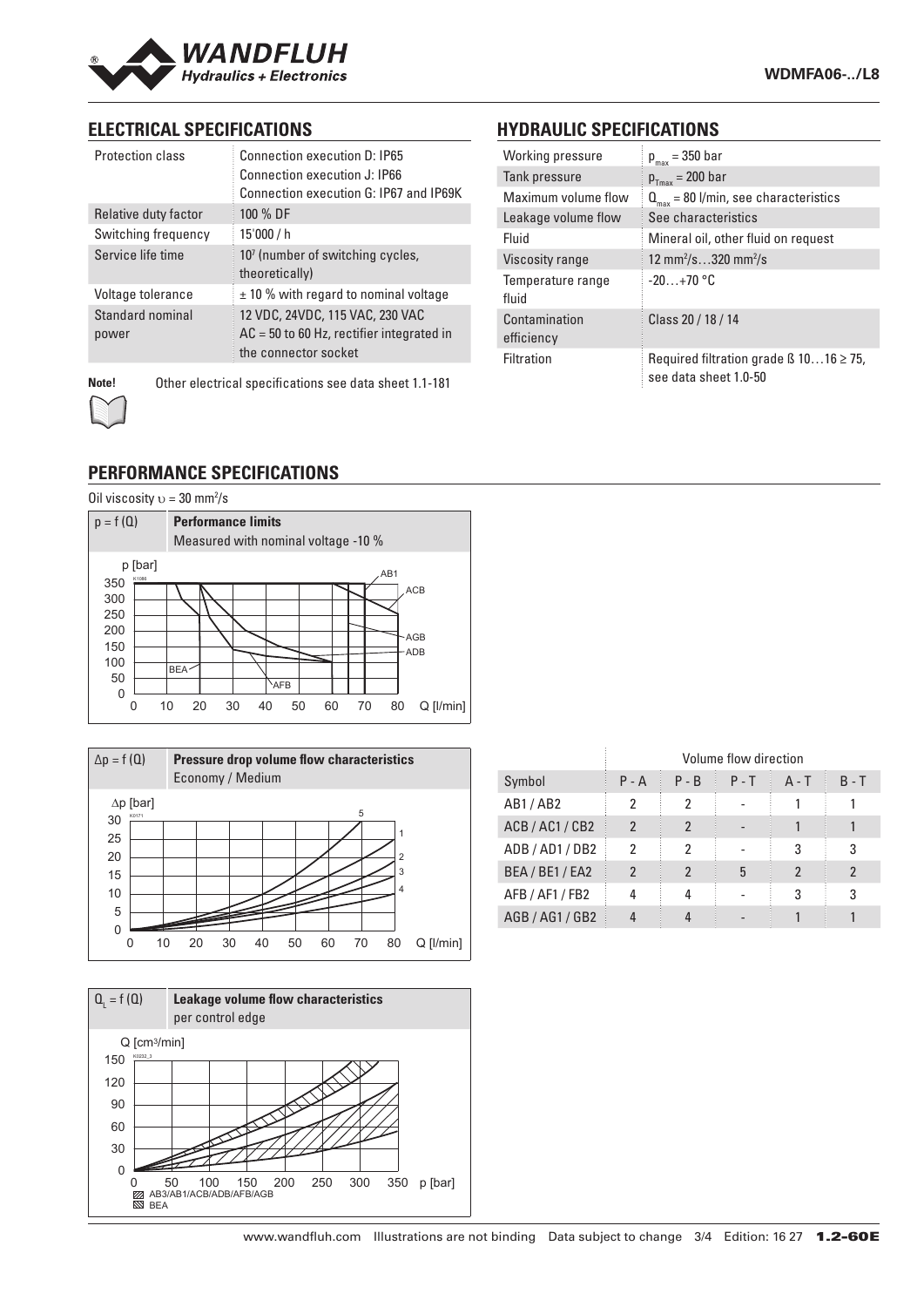## ELECTRICAL SPECIFICATIONS

| | |
|---|---|
| Protection class | Connection execution D: IP65<br>Connection execution J: IP66<br>Connection execution G: IP67 and IP69K |
| Relative duty factor | 100 % DF |
| Switching frequency | 15'000 / h |
| Service life time | $10^7$ (number of switching cycles, theoretically) |
| Voltage tolerance | ± 10 % with regard to nominal voltage |
| Standard nominal power | 12 VDC, 24VDC, 115 VAC, 230 VAC<br>AC = 50 to 60 Hz, rectifier integrated in the connector socket |

**Note!** Other electrical specifications see data sheet 1.1-181

## HYDRAULIC SPECIFICATIONS

| | |
|---|---|
| Working pressure | $p_{max}$ = 350 bar |
| Tank pressure | $p_{Tmax}$ = 200 bar |
| Maximum volume flow | $Q_{max}$ = 80 l/min, see characteristics |
| Leakage volume flow | See characteristics |
| Fluid | Mineral oil, other fluid on request |
| Viscosity range | 12 mm²/s…320 mm²/s |
| Temperature range fluid | -20…+70 °C |
| Contamination efficiency | Class 20 / 18 / 14 |
| Filtration | Required filtration grade ß 10…16 ≥ 75, see data sheet 1.0-50 |

## PERFORMANCE SPECIFICATIONS

Oil viscosity $\upsilon$ = 30 mm²/s

$p = f(Q)$ **Performance limits**
Measured with nominal voltage -10 %

$\Delta p = f(Q)$ **Pressure drop volume flow characteristics**
Economy / Medium

| | Volume flow direction | | | | |
|---|---|---|---|---|---|
| Symbol | P - A | P - B | P - T | A - T | B - T |
| AB1 / AB2 | 2 | 2 | - | 1 | 1 |
| ACB / AC1 / CB2 | 2 | 2 | - | 1 | 1 |
| ADB / AD1 / DB2 | 2 | 2 | - | 3 | 3 |
| BEA / BE1 / EA2 | 2 | 2 | 5 | 2 | 2 |
| AFB / AF1 / FB2 | 4 | 4 | - | 3 | 3 |
| AGB / AG1 / GB2 | 4 | 4 | - | 1 | 1 |

$Q_L = f(Q)$ **Leakage volume flow characteristics**
per control edge

AB3/AB1/ACB/ADB/AFB/AGB
BEA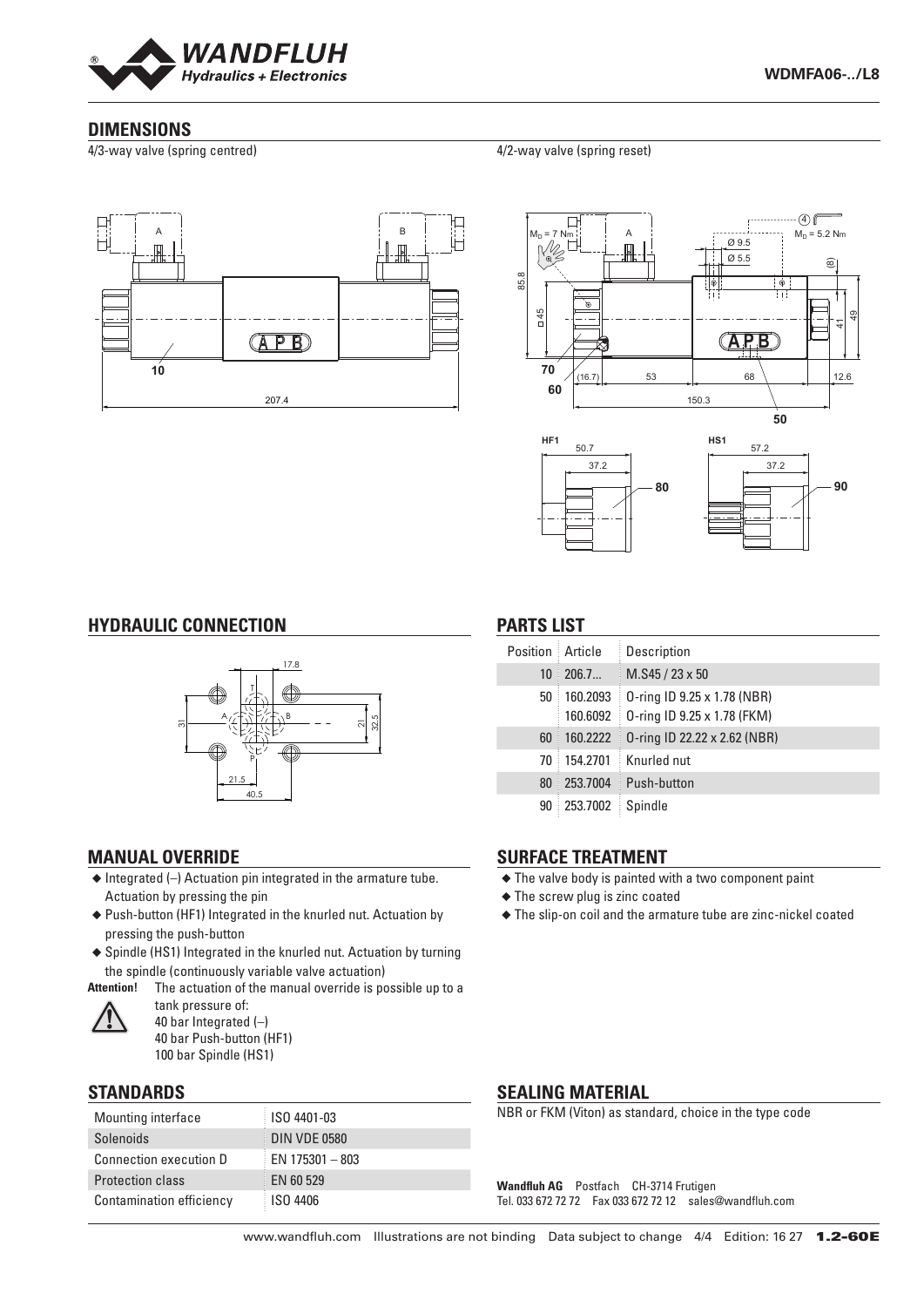## DIMENSIONS

4/3-way valve (spring centred)

A
B
A P B
10
207.4

4/2-way valve (spring reset)

$M_D$ = 7 Nm
A
4
$M_D$ = 5.2 Nm
Ø 9.5
Ø 5.5
(8)
85.8
□45
A P B
41
49
70
(16.7)
53
68
12.6
60
150.3
50

HF1
50.7
37.2
80

HS1
57.2
37.2
90

## HYDRAULIC CONNECTION

17.8
T
A
B
P
31
21
32.5
21.5
40.5

## PARTS LIST

| Position | Article | Description |
|---|---|---|
| 10 | 206.7... | M.S45 / 23 x 50 |
| 50 | 160.2093<br>160.6092 | O-ring ID 9.25 x 1.78 (NBR)<br>O-ring ID 9.25 x 1.78 (FKM) |
| 60 | 160.2222 | O-ring ID 22.22 x 2.62 (NBR) |
| 70 | 154.2701 | Knurled nut |
| 80 | 253.7004 | Push-button |
| 90 | 253.7002 | Spindle |

## MANUAL OVERRIDE

- Integrated (–) Actuation pin integrated in the armature tube. Actuation by pressing the pin
- Push-button (HF1) Integrated in the knurled nut. Actuation by pressing the push-button
- Spindle (HS1) Integrated in the knurled nut. Actuation by turning the spindle (continuously variable valve actuation)

**Attention!** The actuation of the manual override is possible up to a tank pressure of:
40 bar Integrated (–)
40 bar Push-button (HF1)
100 bar Spindle (HS1)

## SURFACE TREATMENT

- The valve body is painted with a two component paint
- The screw plug is zinc coated
- The slip-on coil and the armature tube are zinc-nickel coated

## STANDARDS

| | |
|---|---|
| Mounting interface | ISO 4401-03 |
| Solenoids | DIN VDE 0580 |
| Connection execution D | EN 175301 – 803 |
| Protection class | EN 60 529 |
| Contamination efficiency | ISO 4406 |

## SEALING MATERIAL

NBR or FKM (Viton) as standard, choice in the type code

**Wandfluh AG** Postfach CH-3714 Frutigen
Tel. 033 672 72 72 Fax 033 672 72 12 sales@wandfluh.com

www.wandfluh.com Illustrations are not binding Data subject to change Edition: 16 27 **1.2-60E**